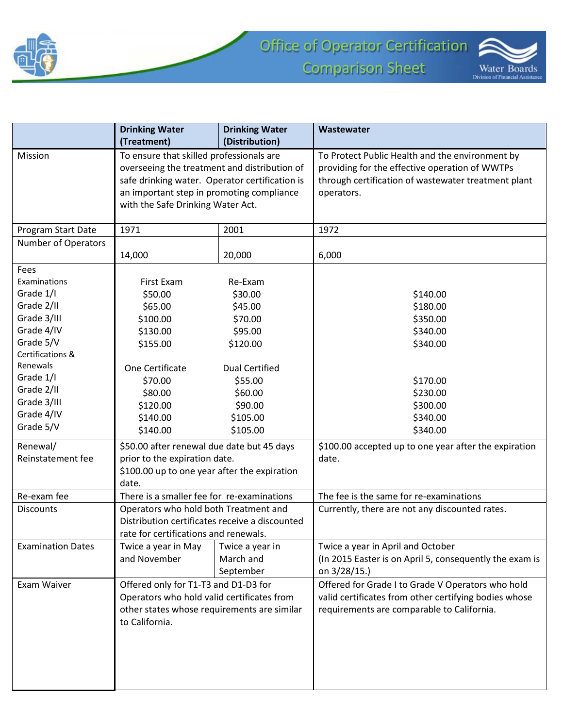# Office of Operator Certification Comparison Sheet

Water Boards
Division of Financial Assistance

| | Drinking Water (Treatment) | Drinking Water (Distribution) | Wastewater |
|---|---|---|---|
| Mission | To ensure that skilled professionals are overseeing the treatment and distribution of safe drinking water. Operator certification is an important step in promoting compliance with the Safe Drinking Water Act. | | To Protect Public Health and the environment by providing for the effective operation of WWTPs through certification of wastewater treatment plant operators. |
| Program Start Date | 1971 | 2001 | 1972 |
| Number of Operators | 14,000 | 20,000 | 6,000 |
| Fees | | | |
| Examinations | First Exam | Re-Exam | |
| Grade 1/I | $50.00 | $30.00 | $140.00 |
| Grade 2/II | $65.00 | $45.00 | $180.00 |
| Grade 3/III | $100.00 | $70.00 | $350.00 |
| Grade 4/IV | $130.00 | $95.00 | $340.00 |
| Grade 5/V | $155.00 | $120.00 | $340.00 |
| Certifications & Renewals | One Certificate | Dual Certified | |
| Grade 1/I | $70.00 | $55.00 | $170.00 |
| Grade 2/II | $80.00 | $60.00 | $230.00 |
| Grade 3/III | $120.00 | $90.00 | $300.00 |
| Grade 4/IV | $140.00 | $105.00 | $340.00 |
| Grade 5/V | $140.00 | $105.00 | $340.00 |
| Renewal/ Reinstatement fee | $50.00 after renewal due date but 45 days prior to the expiration date. $100.00 up to one year after the expiration date. | | $100.00 accepted up to one year after the expiration date. |
| Re-exam fee | There is a smaller fee for re-examinations | | The fee is the same for re-examinations |
| Discounts | Operators who hold both Treatment and Distribution certificates receive a discounted rate for certifications and renewals. | | Currently, there are not any discounted rates. |
| Examination Dates | Twice a year in May and November | Twice a year in March and September | Twice a year in April and October (In 2015 Easter is on April 5, consequently the exam is on 3/28/15.) |
| Exam Waiver | Offered only for T1-T3 and D1-D3 for Operators who hold valid certificates from other states whose requirements are similar to California. | | Offered for Grade I to Grade V Operators who hold valid certificates from other certifying bodies whose requirements are comparable to California. |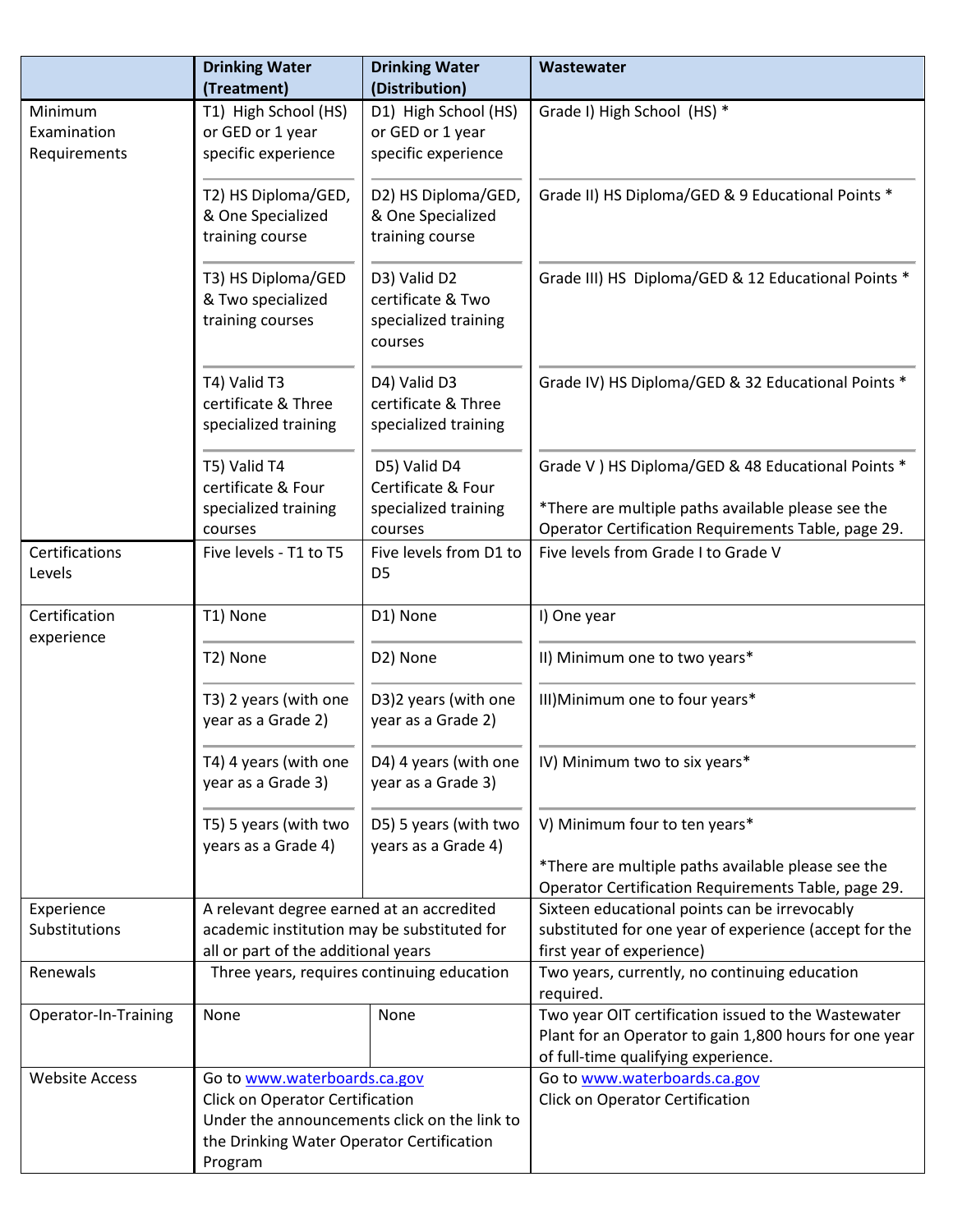| | Drinking Water (Treatment) | Drinking Water (Distribution) | Wastewater |
|---|---|---|---|
| Minimum Examination Requirements | T1) High School (HS) or GED or 1 year specific experience | D1) High School (HS) or GED or 1 year specific experience | Grade I) High School (HS) * |
| | T2) HS Diploma/GED, & One Specialized training course | D2) HS Diploma/GED, & One Specialized training course | Grade II) HS Diploma/GED & 9 Educational Points * |
| | T3) HS Diploma/GED & Two specialized training courses | D3) Valid D2 certificate & Two specialized training courses | Grade III) HS Diploma/GED & 12 Educational Points * |
| | T4) Valid T3 certificate & Three specialized training | D4) Valid D3 certificate & Three specialized training | Grade IV) HS Diploma/GED & 32 Educational Points * |
| | T5) Valid T4 certificate & Four specialized training courses | D5) Valid D4 Certificate & Four specialized training courses | Grade V ) HS Diploma/GED & 48 Educational Points * *There are multiple paths available please see the Operator Certification Requirements Table, page 29. |
| Certifications Levels | Five levels - T1 to T5 | Five levels from D1 to D5 | Five levels from Grade I to Grade V |
| Certification experience | T1) None | D1) None | I) One year |
| | T2) None | D2) None | II) Minimum one to two years* |
| | T3) 2 years (with one year as a Grade 2) | D3)2 years (with one year as a Grade 2) | III)Minimum one to four years* |
| | T4) 4 years (with one year as a Grade 3) | D4) 4 years (with one year as a Grade 3) | IV) Minimum two to six years* |
| | T5) 5 years (with two years as a Grade 4) | D5) 5 years (with two years as a Grade 4) | V) Minimum four to ten years* *There are multiple paths available please see the Operator Certification Requirements Table, page 29. |
| Experience Substitutions | A relevant degree earned at an accredited academic institution may be substituted for all or part of the additional years | | Sixteen educational points can be irrevocably substituted for one year of experience (accept for the first year of experience) |
| Renewals | Three years, requires continuing education | | Two years, currently, no continuing education required. |
| Operator-In-Training | None | None | Two year OIT certification issued to the Wastewater Plant for an Operator to gain 1,800 hours for one year of full-time qualifying experience. |
| Website Access | Go to www.waterboards.ca.gov Click on Operator Certification Under the announcements click on the link to the Drinking Water Operator Certification Program | | Go to www.waterboards.ca.gov Click on Operator Certification |